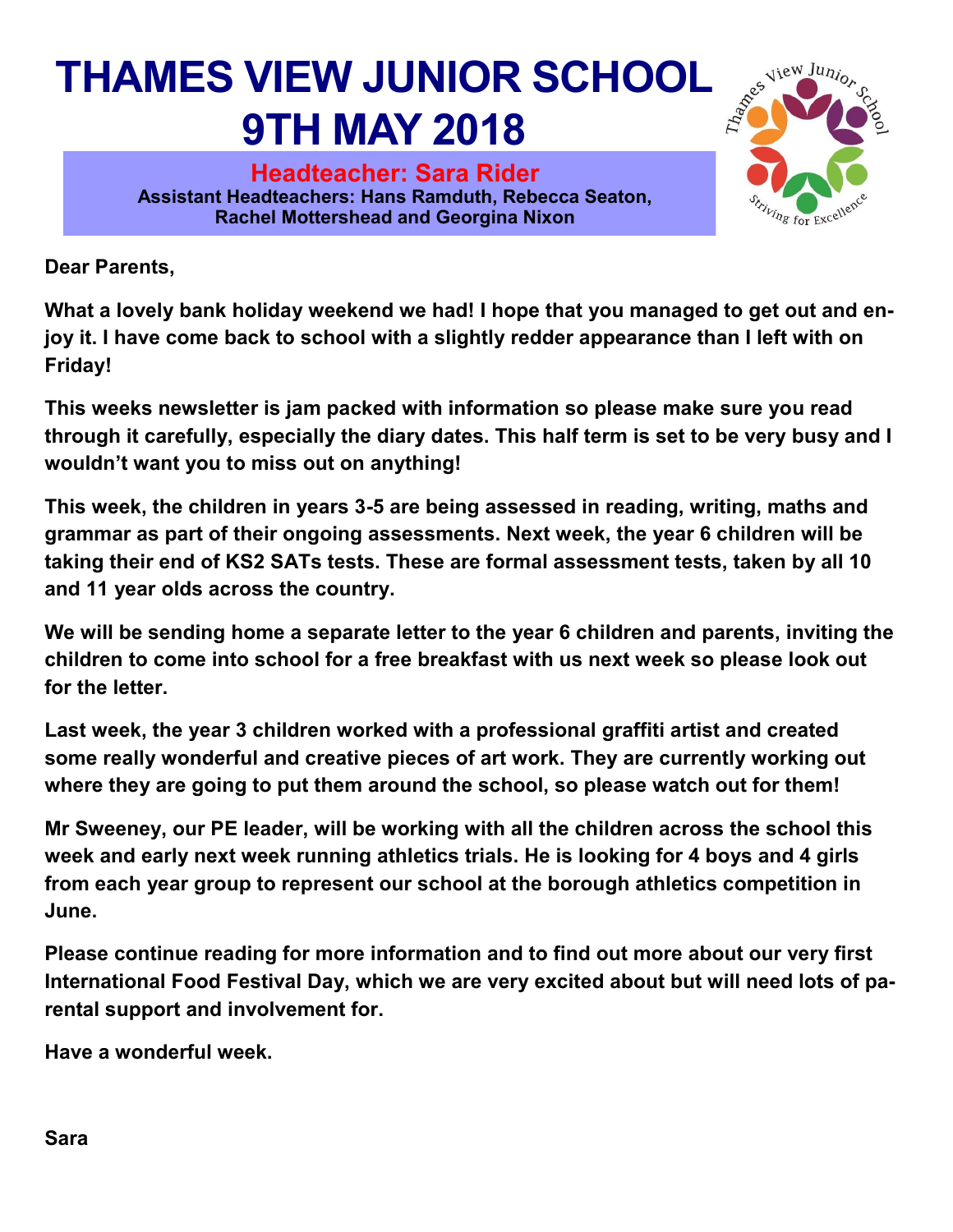# THAMES VIEW JUNIOR SCHOOL
# 9TH MAY 2018

**Headteacher: Sara Rider**

**Assistant Headteachers: Hans Ramduth, Rebecca Seaton, Rachel Mottershead and Georgina Nixon**

**Dear Parents,**

**What a lovely bank holiday weekend we had! I hope that you managed to get out and enjoy it. I have come back to school with a slightly redder appearance than I left with on Friday!**

**This weeks newsletter is jam packed with information so please make sure you read through it carefully, especially the diary dates. This half term is set to be very busy and I wouldn't want you to miss out on anything!**

**This week, the children in years 3-5 are being assessed in reading, writing, maths and grammar as part of their ongoing assessments. Next week, the year 6 children will be taking their end of KS2 SATs tests. These are formal assessment tests, taken by all 10 and 11 year olds across the country.**

**We will be sending home a separate letter to the year 6 children and parents, inviting the children to come into school for a free breakfast with us next week so please look out for the letter.**

**Last week, the year 3 children worked with a professional graffiti artist and created some really wonderful and creative pieces of art work. They are currently working out where they are going to put them around the school, so please watch out for them!**

**Mr Sweeney, our PE leader, will be working with all the children across the school this week and early next week running athletics trials. He is looking for 4 boys and 4 girls from each year group to represent our school at the borough athletics competition in June.**

**Please continue reading for more information and to find out more about our very first International Food Festival Day, which we are very excited about but will need lots of parental support and involvement for.**

**Have a wonderful week.**

**Sara**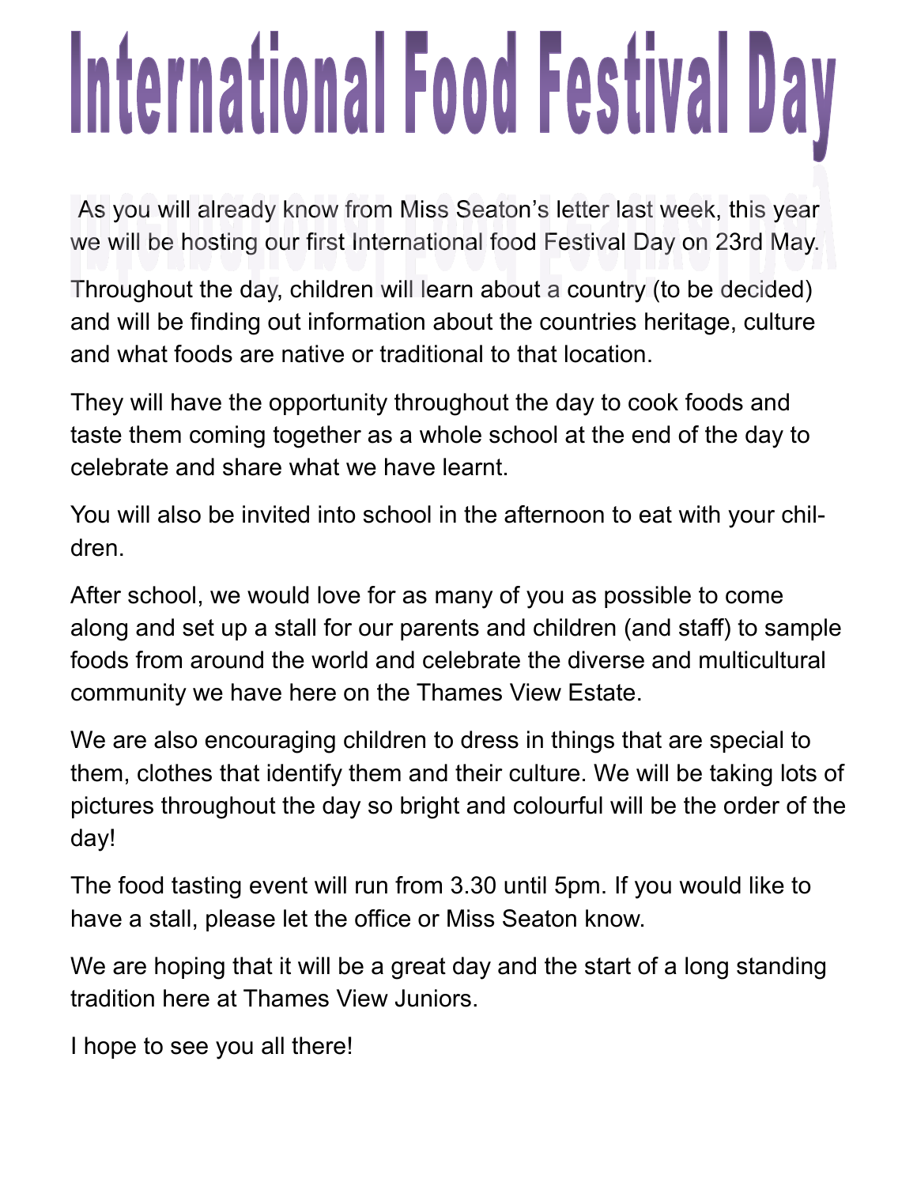# International Food Festival Day

As you will already know from Miss Seaton's letter last week, this year we will be hosting our first International food Festival Day on 23rd May.

Throughout the day, children will learn about a country (to be decided) and will be finding out information about the countries heritage, culture and what foods are native or traditional to that location.

They will have the opportunity throughout the day to cook foods and taste them coming together as a whole school at the end of the day to celebrate and share what we have learnt.

You will also be invited into school in the afternoon to eat with your children.

After school, we would love for as many of you as possible to come along and set up a stall for our parents and children (and staff) to sample foods from around the world and celebrate the diverse and multicultural community we have here on the Thames View Estate.

We are also encouraging children to dress in things that are special to them, clothes that identify them and their culture. We will be taking lots of pictures throughout the day so bright and colourful will be the order of the day!

The food tasting event will run from 3.30 until 5pm. If you would like to have a stall, please let the office or Miss Seaton know.

We are hoping that it will be a great day and the start of a long standing tradition here at Thames View Juniors.

I hope to see you all there!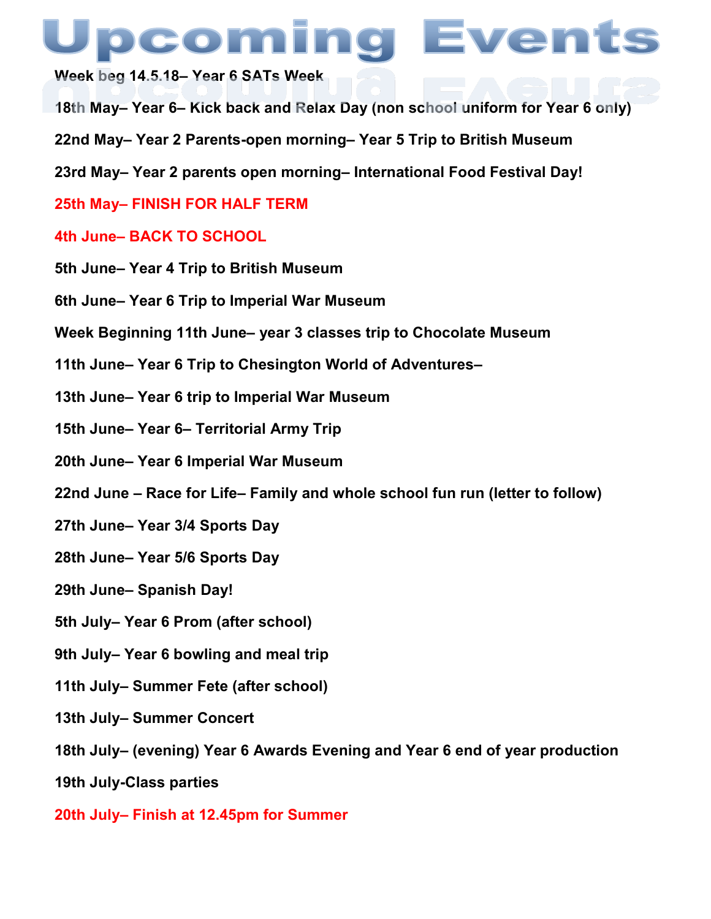# Upcoming Events

**Week beg 14.5.18– Year 6 SATs Week**

**18th May– Year 6– Kick back and Relax Day (non school uniform for Year 6 only)**

**22nd May– Year 2 Parents-open morning– Year 5 Trip to British Museum**

**23rd May– Year 2 parents open morning– International Food Festival Day!**

**25th May– FINISH FOR HALF TERM**

**4th June– BACK TO SCHOOL**

**5th June– Year 4 Trip to British Museum**

**6th June– Year 6 Trip to Imperial War Museum**

**Week Beginning 11th June– year 3 classes trip to Chocolate Museum**

**11th June– Year 6 Trip to Chesington World of Adventures–**

**13th June– Year 6 trip to Imperial War Museum**

**15th June– Year 6– Territorial Army Trip**

**20th June– Year 6 Imperial War Museum**

**22nd June – Race for Life– Family and whole school fun run (letter to follow)**

**27th June– Year 3/4 Sports Day**

**28th June– Year 5/6 Sports Day**

**29th June– Spanish Day!**

**5th July– Year 6 Prom (after school)**

**9th July– Year 6 bowling and meal trip**

**11th July– Summer Fete (after school)**

**13th July– Summer Concert**

**18th July– (evening) Year 6 Awards Evening and Year 6 end of year production**

**19th July-Class parties**

**20th July– Finish at 12.45pm for Summer**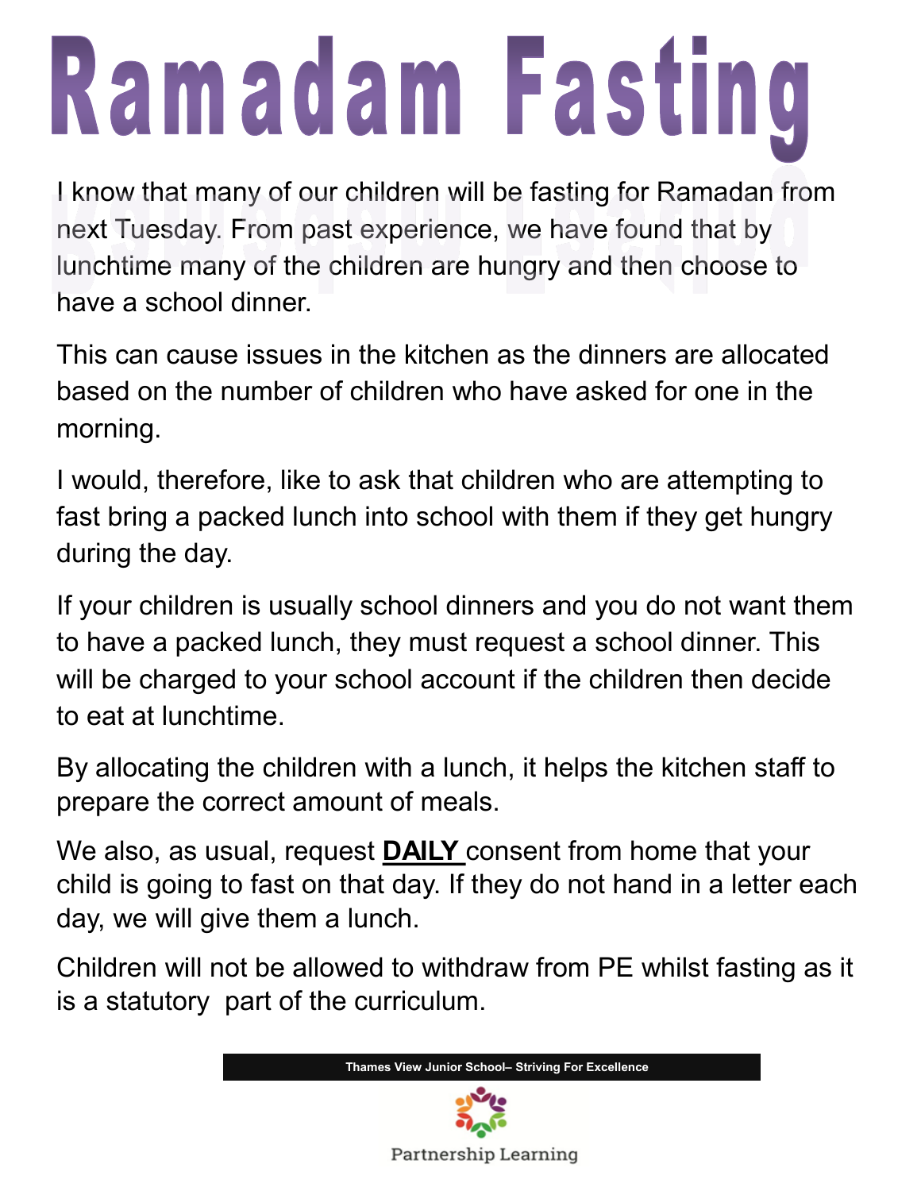# Ramadam Fasting

I know that many of our children will be fasting for Ramadan from next Tuesday. From past experience, we have found that by lunchtime many of the children are hungry and then choose to have a school dinner.

This can cause issues in the kitchen as the dinners are allocated based on the number of children who have asked for one in the morning.

I would, therefore, like to ask that children who are attempting to fast bring a packed lunch into school with them if they get hungry during the day.

If your children is usually school dinners and you do not want them to have a packed lunch, they must request a school dinner. This will be charged to your school account if the children then decide to eat at lunchtime.

By allocating the children with a lunch, it helps the kitchen staff to prepare the correct amount of meals.

We also, as usual, request **DAILY** consent from home that your child is going to fast on that day. If they do not hand in a letter each day, we will give them a lunch.

Children will not be allowed to withdraw from PE whilst fasting as it is a statutory part of the curriculum.